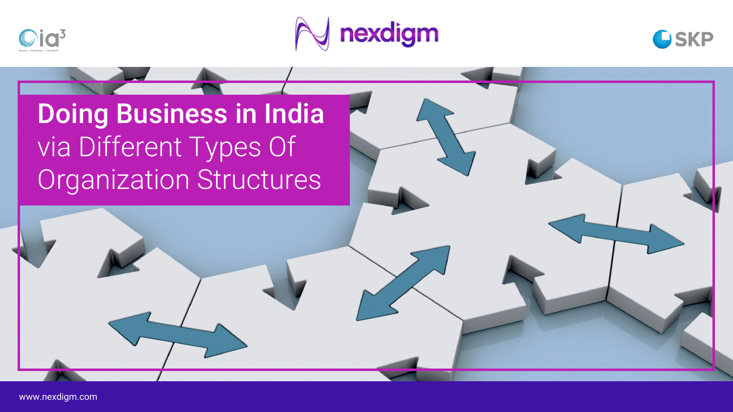# Doing Business in India via Different Types Of Organization Structures

www.nexdigm.com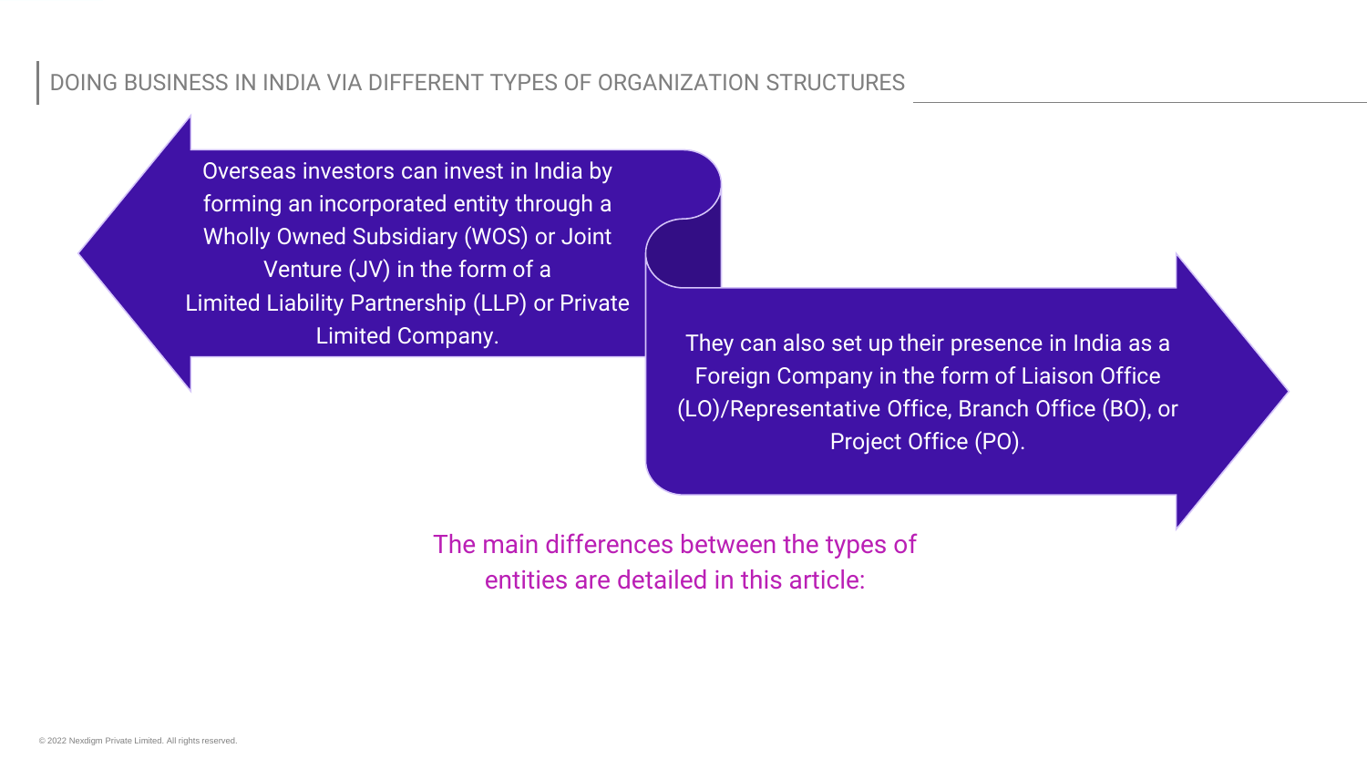## DOING BUSINESS IN INDIA VIA DIFFERENT TYPES OF ORGANIZATION STRUCTURES

Overseas investors can invest in India by forming an incorporated entity through a Wholly Owned Subsidiary (WOS) or Joint Venture (JV) in the form of a Limited Liability Partnership (LLP) or Private Limited Company.

They can also set up their presence in India as a Foreign Company in the form of Liaison Office (LO)/Representative Office, Branch Office (BO), or Project Office (PO).

The main differences between the types of entities are detailed in this article:

© 2022 Nexdigm Private Limited. All rights reserved.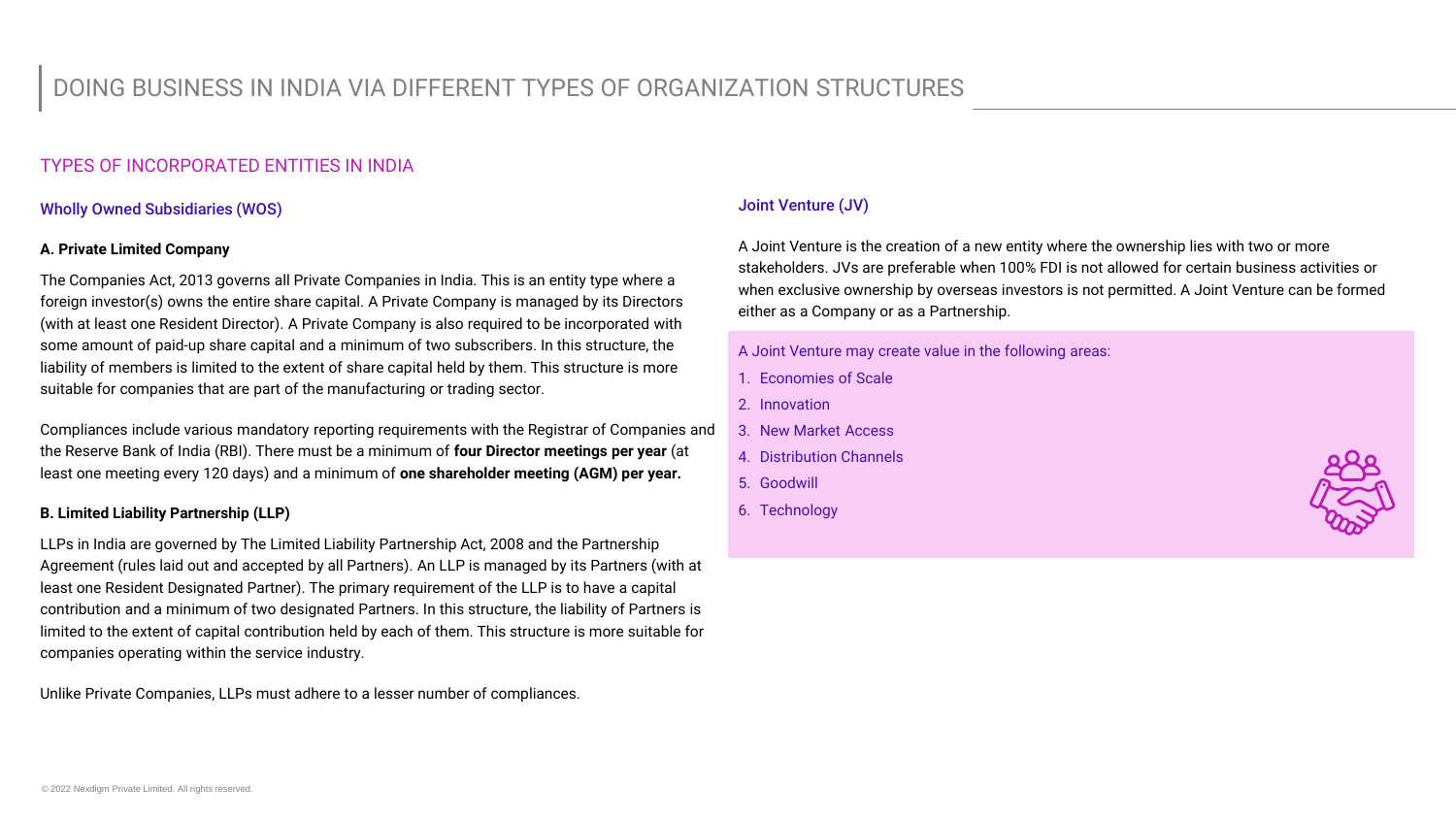# DOING BUSINESS IN INDIA VIA DIFFERENT TYPES OF ORGANIZATION STRUCTURES

## TYPES OF INCORPORATED ENTITIES IN INDIA

### Wholly Owned Subsidiaries (WOS)

**A. Private Limited Company**

The Companies Act, 2013 governs all Private Companies in India. This is an entity type where a foreign investor(s) owns the entire share capital. A Private Company is managed by its Directors (with at least one Resident Director). A Private Company is also required to be incorporated with some amount of paid-up share capital and a minimum of two subscribers. In this structure, the liability of members is limited to the extent of share capital held by them. This structure is more suitable for companies that are part of the manufacturing or trading sector.

Compliances include various mandatory reporting requirements with the Registrar of Companies and the Reserve Bank of India (RBI). There must be a minimum of **four Director meetings per year** (at least one meeting every 120 days) and a minimum of **one shareholder meeting (AGM) per year.**

**B. Limited Liability Partnership (LLP)**

LLPs in India are governed by The Limited Liability Partnership Act, 2008 and the Partnership Agreement (rules laid out and accepted by all Partners). An LLP is managed by its Partners (with at least one Resident Designated Partner). The primary requirement of the LLP is to have a capital contribution and a minimum of two designated Partners. In this structure, the liability of Partners is limited to the extent of capital contribution held by each of them. This structure is more suitable for companies operating within the service industry.

Unlike Private Companies, LLPs must adhere to a lesser number of compliances.

### Joint Venture (JV)

A Joint Venture is the creation of a new entity where the ownership lies with two or more stakeholders. JVs are preferable when 100% FDI is not allowed for certain business activities or when exclusive ownership by overseas investors is not permitted. A Joint Venture can be formed either as a Company or as a Partnership.

A Joint Venture may create value in the following areas:

1. Economies of Scale
2. Innovation
3. New Market Access
4. Distribution Channels
5. Goodwill
6. Technology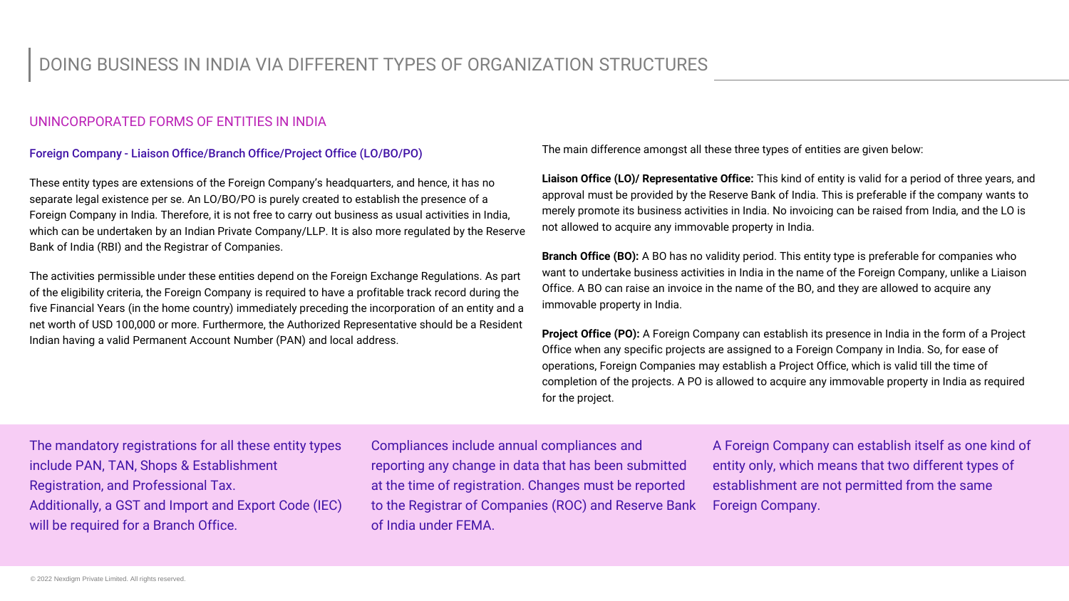# DOING BUSINESS IN INDIA VIA DIFFERENT TYPES OF ORGANIZATION STRUCTURES

## UNINCORPORATED FORMS OF ENTITIES IN INDIA

### Foreign Company - Liaison Office/Branch Office/Project Office (LO/BO/PO)

These entity types are extensions of the Foreign Company's headquarters, and hence, it has no separate legal existence per se. An LO/BO/PO is purely created to establish the presence of a Foreign Company in India. Therefore, it is not free to carry out business as usual activities in India, which can be undertaken by an Indian Private Company/LLP. It is also more regulated by the Reserve Bank of India (RBI) and the Registrar of Companies.

The activities permissible under these entities depend on the Foreign Exchange Regulations. As part of the eligibility criteria, the Foreign Company is required to have a profitable track record during the five Financial Years (in the home country) immediately preceding the incorporation of an entity and a net worth of USD 100,000 or more. Furthermore, the Authorized Representative should be a Resident Indian having a valid Permanent Account Number (PAN) and local address.

The main difference amongst all these three types of entities are given below:

**Liaison Office (LO)/ Representative Office:** This kind of entity is valid for a period of three years, and approval must be provided by the Reserve Bank of India. This is preferable if the company wants to merely promote its business activities in India. No invoicing can be raised from India, and the LO is not allowed to acquire any immovable property in India.

**Branch Office (BO):** A BO has no validity period. This entity type is preferable for companies who want to undertake business activities in India in the name of the Foreign Company, unlike a Liaison Office. A BO can raise an invoice in the name of the BO, and they are allowed to acquire any immovable property in India.

**Project Office (PO):** A Foreign Company can establish its presence in India in the form of a Project Office when any specific projects are assigned to a Foreign Company in India. So, for ease of operations, Foreign Companies may establish a Project Office, which is valid till the time of completion of the projects. A PO is allowed to acquire any immovable property in India as required for the project.

The mandatory registrations for all these entity types include PAN, TAN, Shops & Establishment Registration, and Professional Tax.
Additionally, a GST and Import and Export Code (IEC) will be required for a Branch Office.

Compliances include annual compliances and reporting any change in data that has been submitted at the time of registration. Changes must be reported to the Registrar of Companies (ROC) and Reserve Bank of India under FEMA.

A Foreign Company can establish itself as one kind of entity only, which means that two different types of establishment are not permitted from the same Foreign Company.

© 2022 Nexdigm Private Limited. All rights reserved.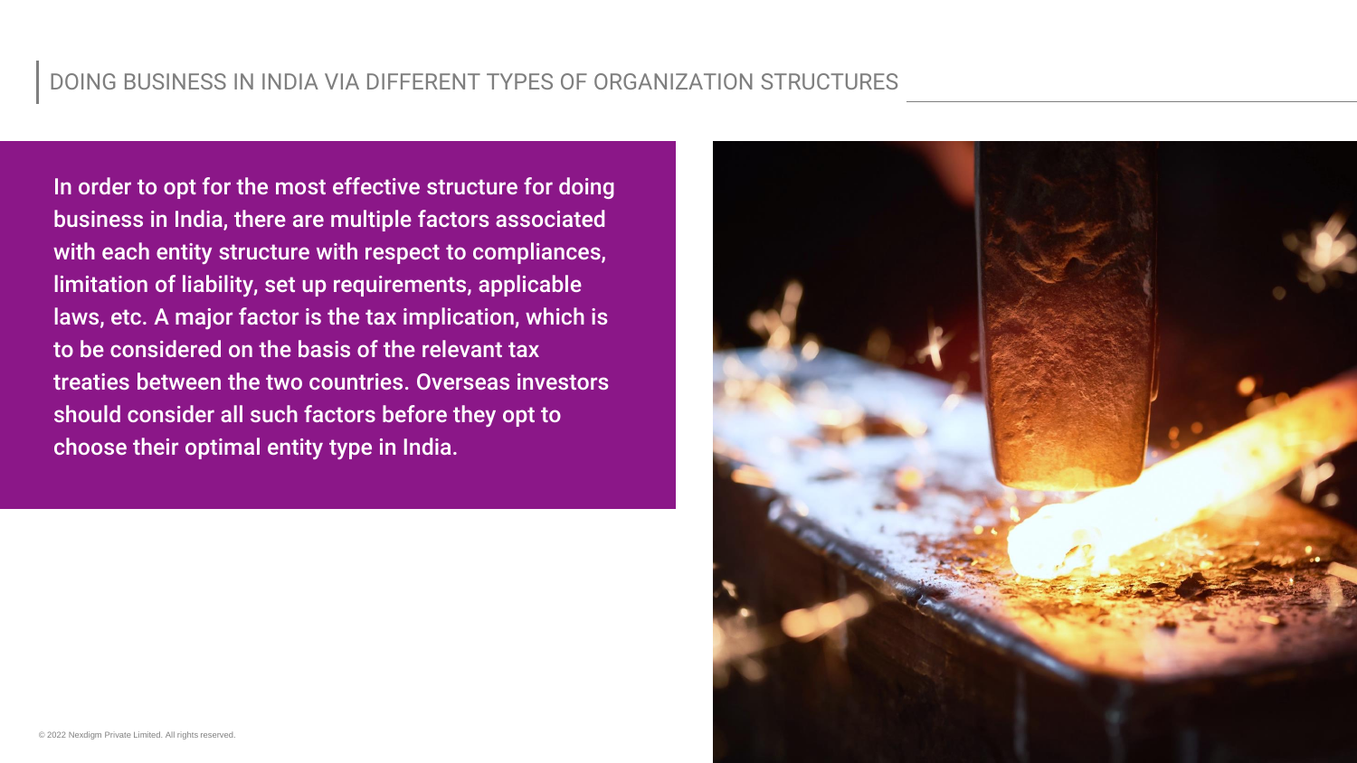## DOING BUSINESS IN INDIA VIA DIFFERENT TYPES OF ORGANIZATION STRUCTURES

**In order to opt for the most effective structure for doing business in India, there are multiple factors associated with each entity structure with respect to compliances, limitation of liability, set up requirements, applicable laws, etc. A major factor is the tax implication, which is to be considered on the basis of the relevant tax treaties between the two countries. Overseas investors should consider all such factors before they opt to choose their optimal entity type in India.**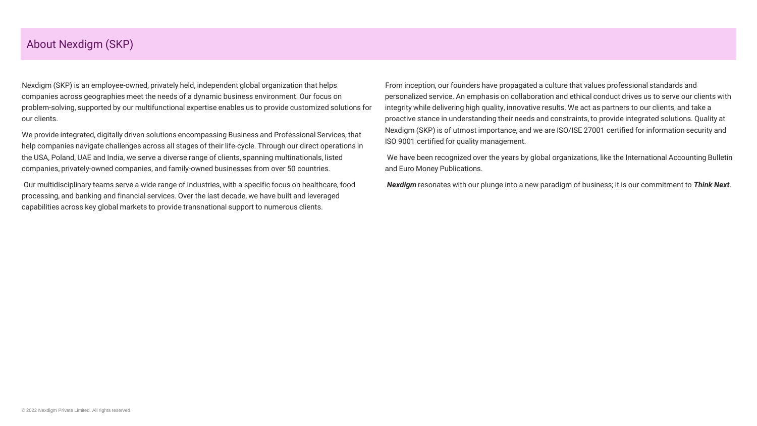# About Nexdigm (SKP)

Nexdigm (SKP) is an employee-owned, privately held, independent global organization that helps companies across geographies meet the needs of a dynamic business environment. Our focus on problem-solving, supported by our multifunctional expertise enables us to provide customized solutions for our clients.

We provide integrated, digitally driven solutions encompassing Business and Professional Services, that help companies navigate challenges across all stages of their life-cycle. Through our direct operations in the USA, Poland, UAE and India, we serve a diverse range of clients, spanning multinationals, listed companies, privately-owned companies, and family-owned businesses from over 50 countries.

Our multidisciplinary teams serve a wide range of industries, with a specific focus on healthcare, food processing, and banking and financial services. Over the last decade, we have built and leveraged capabilities across key global markets to provide transnational support to numerous clients.

From inception, our founders have propagated a culture that values professional standards and personalized service. An emphasis on collaboration and ethical conduct drives us to serve our clients with integrity while delivering high quality, innovative results. We act as partners to our clients, and take a proactive stance in understanding their needs and constraints, to provide integrated solutions. Quality at Nexdigm (SKP) is of utmost importance, and we are ISO/ISE 27001 certified for information security and ISO 9001 certified for quality management.

We have been recognized over the years by global organizations, like the International Accounting Bulletin and Euro Money Publications.

***Nexdigm*** resonates with our plunge into a new paradigm of business; it is our commitment to ***Think Next***.

© 2022 Nexdigm Private Limited. All rights reserved.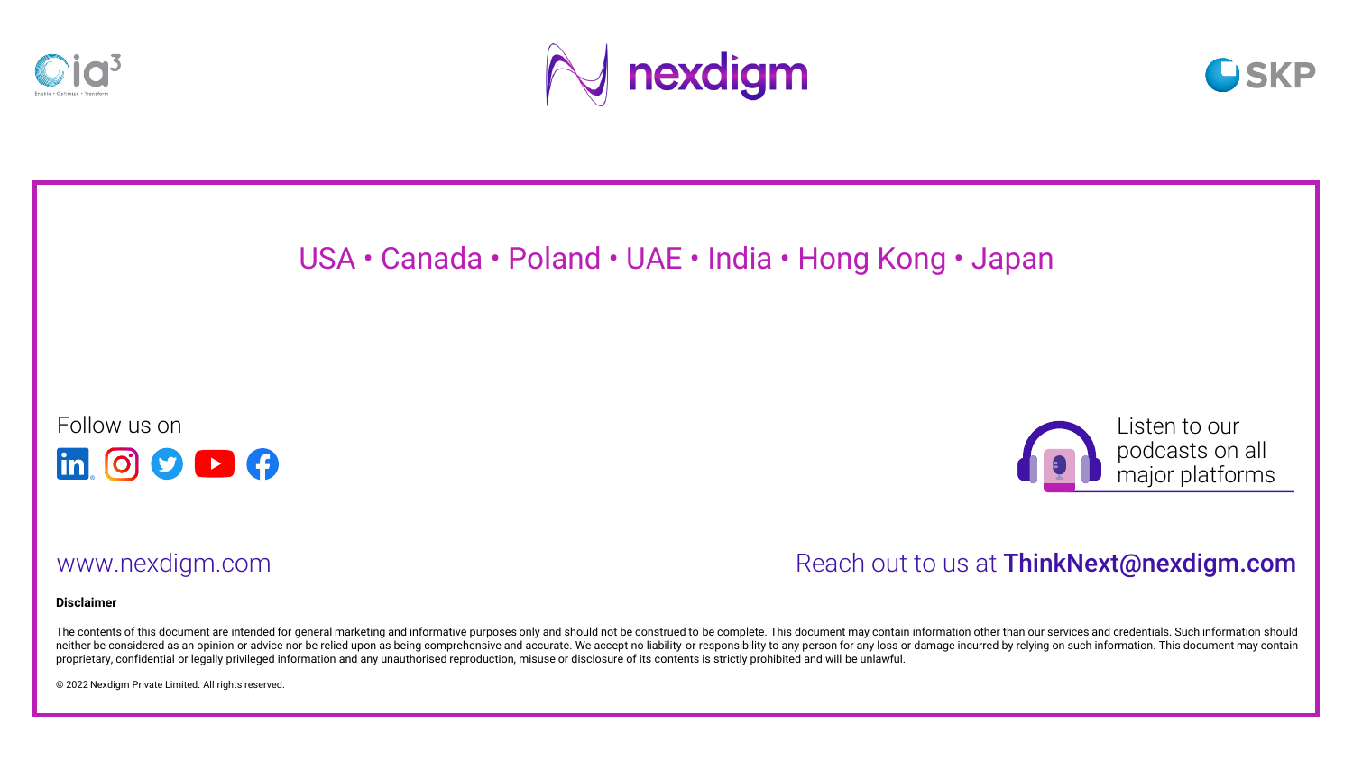nexdigm

SKP

USA • Canada • Poland • UAE • India • Hong Kong • Japan

Follow us on

Listen to our podcasts on all major platforms

www.nexdigm.com

Reach out to us at **ThinkNext@nexdigm.com**

**Disclaimer**

The contents of this document are intended for general marketing and informative purposes only and should not be construed to be complete. This document may contain information other than our services and credentials. Such information should neither be considered as an opinion or advice nor be relied upon as being comprehensive and accurate. We accept no liability or responsibility to any person for any loss or damage incurred by relying on such information. This document may contain proprietary, confidential or legally privileged information and any unauthorised reproduction, misuse or disclosure of its contents is strictly prohibited and will be unlawful.

© 2022 Nexdigm Private Limited. All rights reserved.